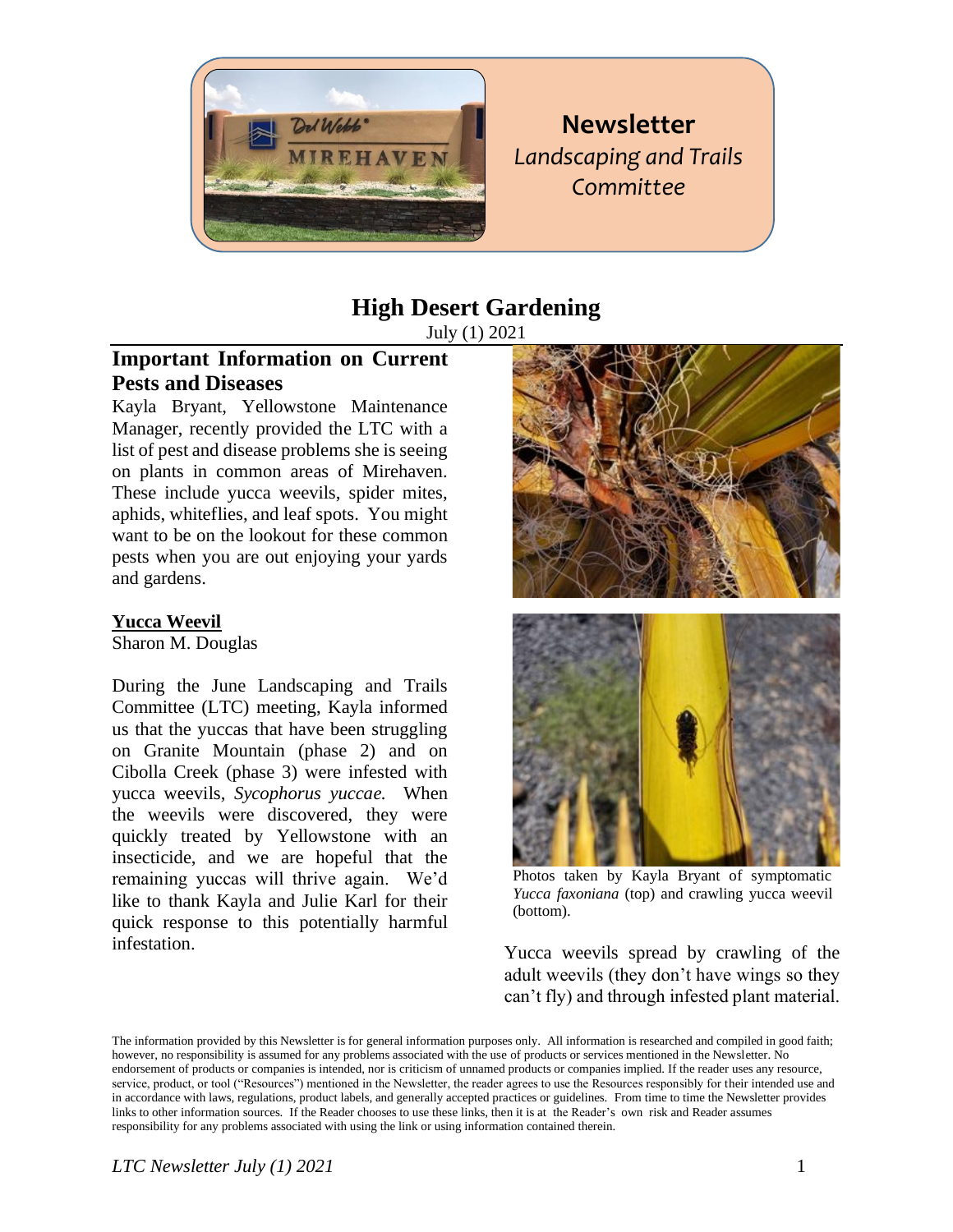# Newsletter

*Landscaping and Trails Committee*

# High Desert Gardening

July (1) 2021

## Important Information on Current Pests and Diseases

Kayla Bryant, Yellowstone Maintenance Manager, recently provided the LTC with a list of pest and disease problems she is seeing on plants in common areas of Mirehaven. These include yucca weevils, spider mites, aphids, whiteflies, and leaf spots. You might want to be on the lookout for these common pests when you are out enjoying your yards and gardens.

### Yucca Weevil

Sharon M. Douglas

During the June Landscaping and Trails Committee (LTC) meeting, Kayla informed us that the yuccas that have been struggling on Granite Mountain (phase 2) and on Cibolla Creek (phase 3) were infested with yucca weevils, *Sycophorus yuccae.* When the weevils were discovered, they were quickly treated by Yellowstone with an insecticide, and we are hopeful that the remaining yuccas will thrive again. We'd like to thank Kayla and Julie Karl for their quick response to this potentially harmful infestation.

Photos taken by Kayla Bryant of symptomatic *Yucca faxoniana* (top) and crawling yucca weevil (bottom).

Yucca weevils spread by crawling of the adult weevils (they don't have wings so they can't fly) and through infested plant material.

The information provided by this Newsletter is for general information purposes only. All information is researched and compiled in good faith; however, no responsibility is assumed for any problems associated with the use of products or services mentioned in the Newsletter. No endorsement of products or companies is intended, nor is criticism of unnamed products or companies implied. If the reader uses any resource, service, product, or tool ("Resources") mentioned in the Newsletter, the reader agrees to use the Resources responsibly for their intended use and in accordance with laws, regulations, product labels, and generally accepted practices or guidelines. From time to time the Newsletter provides links to other information sources. If the Reader chooses to use these links, then it is at the Reader's own risk and Reader assumes responsibility for any problems associated with using the link or using information contained therein.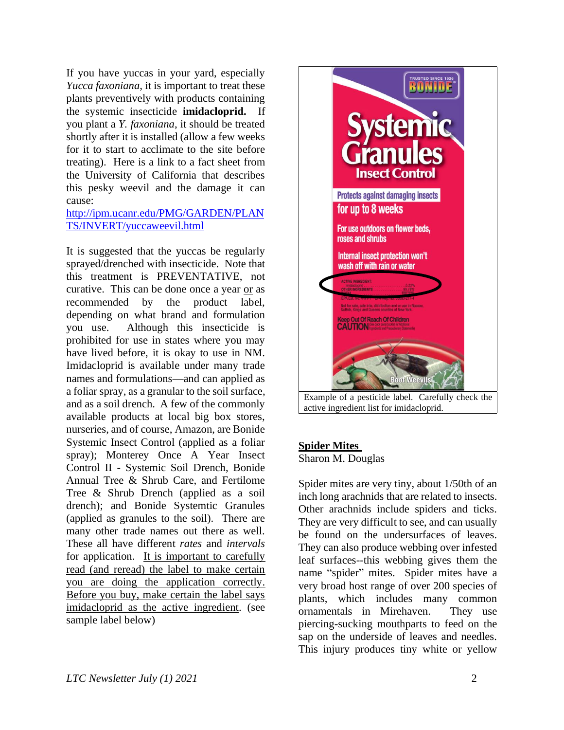If you have yuccas in your yard, especially *Yucca faxoniana*, it is important to treat these plants preventively with products containing the systemic insecticide **imidacloprid.** If you plant a *Y. faxoniana*, it should be treated shortly after it is installed (allow a few weeks for it to start to acclimate to the site before treating). Here is a link to a fact sheet from the University of California that describes this pesky weevil and the damage it can cause: [http://ipm.ucanr.edu/PMG/GARDEN/PLANTS/INVERT/yuccaweevil.html](http://ipm.ucanr.edu/PMG/GARDEN/PLANTS/INVERT/yuccaweevil.html)

It is suggested that the yuccas be regularly sprayed/drenched with insecticide. Note that this treatment is PREVENTATIVE, not curative. This can be done once a year <u>or</u> as recommended by the product label, depending on what brand and formulation you use. Although this insecticide is prohibited for use in states where you may have lived before, it is okay to use in NM. Imidacloprid is available under many trade names and formulations—and can applied as a foliar spray, as a granular to the soil surface, and as a soil drench. A few of the commonly available products at local big box stores, nurseries, and of course, Amazon, are Bonide Systemic Insect Control (applied as a foliar spray); Monterey Once A Year Insect Control II - Systemic Soil Drench, Bonide Annual Tree & Shrub Care, and Fertilome Tree & Shrub Drench (applied as a soil drench); and Bonide Systemtic Granules (applied as granules to the soil). There are many other trade names out there as well. These all have different *rates* and *intervals* for application. <u>It is important to carefully read (and reread) the label to make certain you are doing the application correctly. Before you buy, make certain the label says imidacloprid as the active ingredient</u>. (see sample label below)

Example of a pesticide label. Carefully check the active ingredient list for imidacloprid.

## Spider Mites

Sharon M. Douglas

Spider mites are very tiny, about 1/50th of an inch long arachnids that are related to insects. Other arachnids include spiders and ticks. They are very difficult to see, and can usually be found on the undersurfaces of leaves. They can also produce webbing over infested leaf surfaces--this webbing gives them the name "spider" mites. Spider mites have a very broad host range of over 200 species of plants, which includes many common ornamentals in Mirehaven. They use piercing-sucking mouthparts to feed on the sap on the underside of leaves and needles. This injury produces tiny white or yellow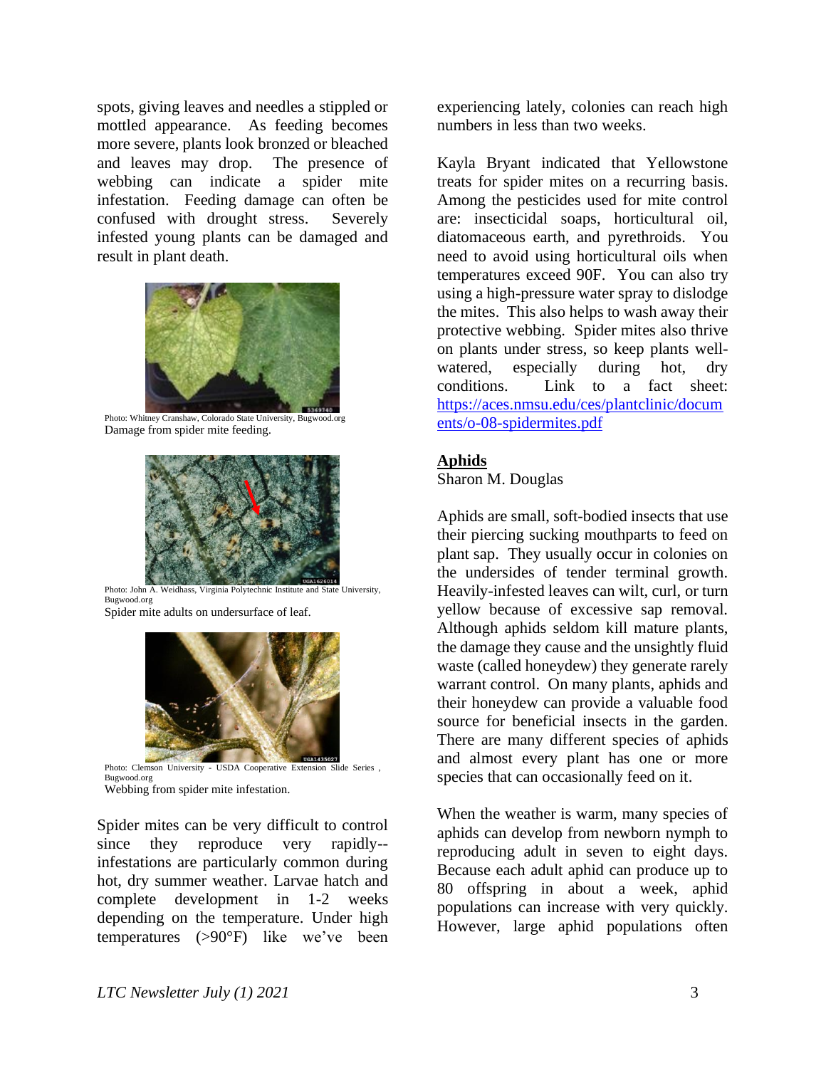spots, giving leaves and needles a stippled or mottled appearance. As feeding becomes more severe, plants look bronzed or bleached and leaves may drop. The presence of webbing can indicate a spider mite infestation. Feeding damage can often be confused with drought stress. Severely infested young plants can be damaged and result in plant death.

Photo: Whitney Cranshaw, Colorado State University, Bugwood.org
Damage from spider mite feeding.

Photo: John A. Weidhass, Virginia Polytechnic Institute and State University, Bugwood.org
Spider mite adults on undersurface of leaf.

Photo: Clemson University - USDA Cooperative Extension Slide Series , Bugwood.org
Webbing from spider mite infestation.

Spider mites can be very difficult to control since they reproduce very rapidly--infestations are particularly common during hot, dry summer weather. Larvae hatch and complete development in 1-2 weeks depending on the temperature. Under high temperatures (>90°F) like we've been experiencing lately, colonies can reach high numbers in less than two weeks.

Kayla Bryant indicated that Yellowstone treats for spider mites on a recurring basis. Among the pesticides used for mite control are: insecticidal soaps, horticultural oil, diatomaceous earth, and pyrethroids. You need to avoid using horticultural oils when temperatures exceed 90F. You can also try using a high-pressure water spray to dislodge the mites. This also helps to wash away their protective webbing. Spider mites also thrive on plants under stress, so keep plants well-watered, especially during hot, dry conditions. Link to a fact sheet: https://aces.nmsu.edu/ces/plantclinic/documents/o-08-spidermites.pdf

## Aphids

Sharon M. Douglas

Aphids are small, soft-bodied insects that use their piercing sucking mouthparts to feed on plant sap. They usually occur in colonies on the undersides of tender terminal growth. Heavily-infested leaves can wilt, curl, or turn yellow because of excessive sap removal. Although aphids seldom kill mature plants, the damage they cause and the unsightly fluid waste (called honeydew) they generate rarely warrant control. On many plants, aphids and their honeydew can provide a valuable food source for beneficial insects in the garden. There are many different species of aphids and almost every plant has one or more species that can occasionally feed on it.

When the weather is warm, many species of aphids can develop from newborn nymph to reproducing adult in seven to eight days. Because each adult aphid can produce up to 80 offspring in about a week, aphid populations can increase with very quickly. However, large aphid populations often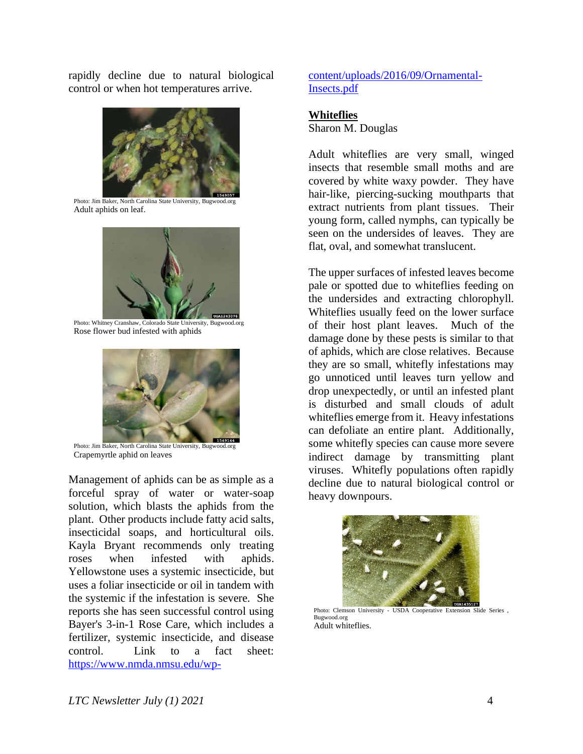rapidly decline due to natural biological control or when hot temperatures arrive.

Photo: Jim Baker, North Carolina State University, Bugwood.org
Adult aphids on leaf.

Photo: Whitney Cranshaw, Colorado State University, Bugwood.org
Rose flower bud infested with aphids

Photo: Jim Baker, North Carolina State University, Bugwood.org
Crapemyrtle aphid on leaves

Management of aphids can be as simple as a forceful spray of water or water-soap solution, which blasts the aphids from the plant. Other products include fatty acid salts, insecticidal soaps, and horticultural oils. Kayla Bryant recommends only treating roses when infested with aphids. Yellowstone uses a systemic insecticide, but uses a foliar insecticide or oil in tandem with the systemic if the infestation is severe. She reports she has seen successful control using Bayer's 3-in-1 Rose Care, which includes a fertilizer, systemic insecticide, and disease control. Link to a fact sheet: https://www.nmda.nmsu.edu/wp-content/uploads/2016/09/Ornamental-Insects.pdf

## Whiteflies

Sharon M. Douglas

Adult whiteflies are very small, winged insects that resemble small moths and are covered by white waxy powder. They have hair-like, piercing-sucking mouthparts that extract nutrients from plant tissues. Their young form, called nymphs, can typically be seen on the undersides of leaves. They are flat, oval, and somewhat translucent.

The upper surfaces of infested leaves become pale or spotted due to whiteflies feeding on the undersides and extracting chlorophyll. Whiteflies usually feed on the lower surface of their host plant leaves. Much of the damage done by these pests is similar to that of aphids, which are close relatives. Because they are so small, whitefly infestations may go unnoticed until leaves turn yellow and drop unexpectedly, or until an infested plant is disturbed and small clouds of adult whiteflies emerge from it. Heavy infestations can defoliate an entire plant. Additionally, some whitefly species can cause more severe indirect damage by transmitting plant viruses. Whitefly populations often rapidly decline due to natural biological control or heavy downpours.

Photo: Clemson University - USDA Cooperative Extension Slide Series, Bugwood.org
Adult whiteflies.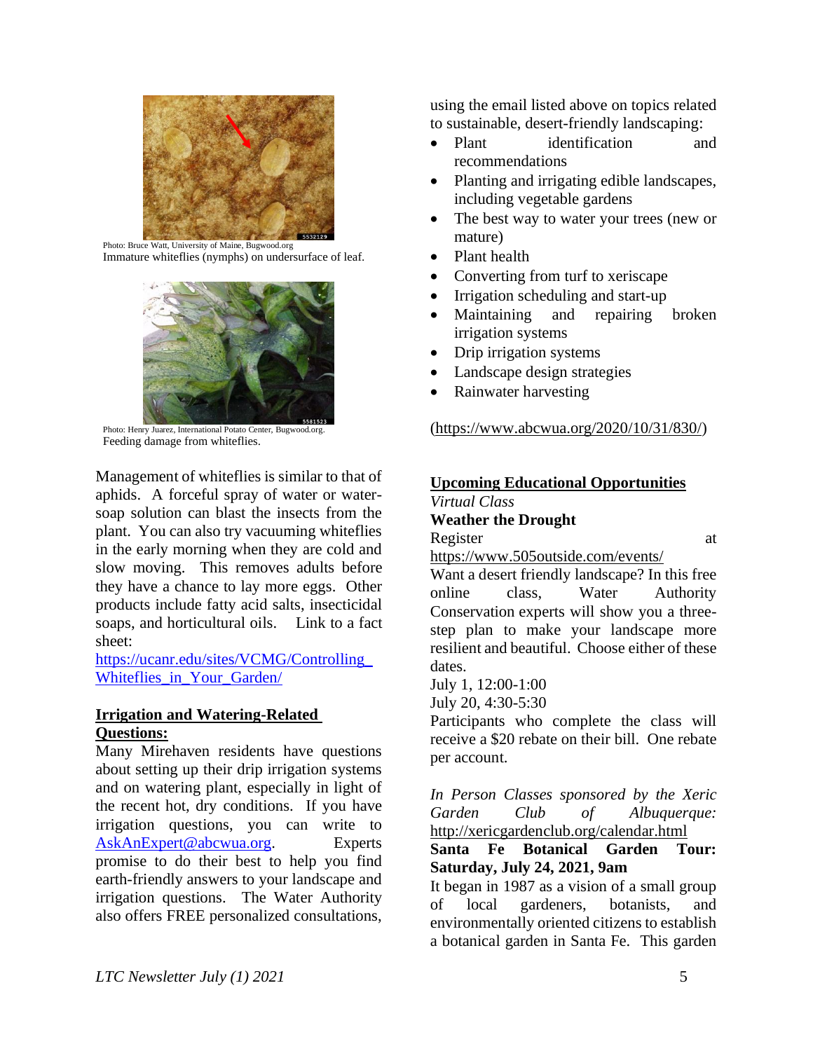Photo: Bruce Watt, University of Maine, Bugwood.org
Immature whiteflies (nymphs) on undersurface of leaf.

Photo: Henry Juarez, International Potato Center, Bugwood.org.
Feeding damage from whiteflies.

Management of whiteflies is similar to that of aphids. A forceful spray of water or water-soap solution can blast the insects from the plant. You can also try vacuuming whiteflies in the early morning when they are cold and slow moving. This removes adults before they have a chance to lay more eggs. Other products include fatty acid salts, insecticidal soaps, and horticultural oils. Link to a fact sheet:
https://ucanr.edu/sites/VCMG/Controlling_Whiteflies_in_Your_Garden/

**Irrigation and Watering-Related Questions:**

Many Mirehaven residents have questions about setting up their drip irrigation systems and on watering plant, especially in light of the recent hot, dry conditions. If you have irrigation questions, you can write to AskAnExpert@abcwua.org. Experts promise to do their best to help you find earth-friendly answers to your landscape and irrigation questions. The Water Authority also offers FREE personalized consultations, using the email listed above on topics related to sustainable, desert-friendly landscaping:

- Plant identification and recommendations
- Planting and irrigating edible landscapes, including vegetable gardens
- The best way to water your trees (new or mature)
- Plant health
- Converting from turf to xeriscape
- Irrigation scheduling and start-up
- Maintaining and repairing broken irrigation systems
- Drip irrigation systems
- Landscape design strategies
- Rainwater harvesting

(https://www.abcwua.org/2020/10/31/830/)

**Upcoming Educational Opportunities**

*Virtual Class*

**Weather the Drought**

Register at https://www.505outside.com/events/

Want a desert friendly landscape? In this free online class, Water Authority Conservation experts will show you a three-step plan to make your landscape more resilient and beautiful. Choose either of these dates.

July 1, 12:00-1:00
July 20, 4:30-5:30

Participants who complete the class will receive a $20 rebate on their bill. One rebate per account.

*In Person Classes sponsored by the Xeric Garden Club of Albuquerque:* http://xericgardenclub.org/calendar.html

**Santa Fe Botanical Garden Tour: Saturday, July 24, 2021, 9am**

It began in 1987 as a vision of a small group of local gardeners, botanists, and environmentally oriented citizens to establish a botanical garden in Santa Fe. This garden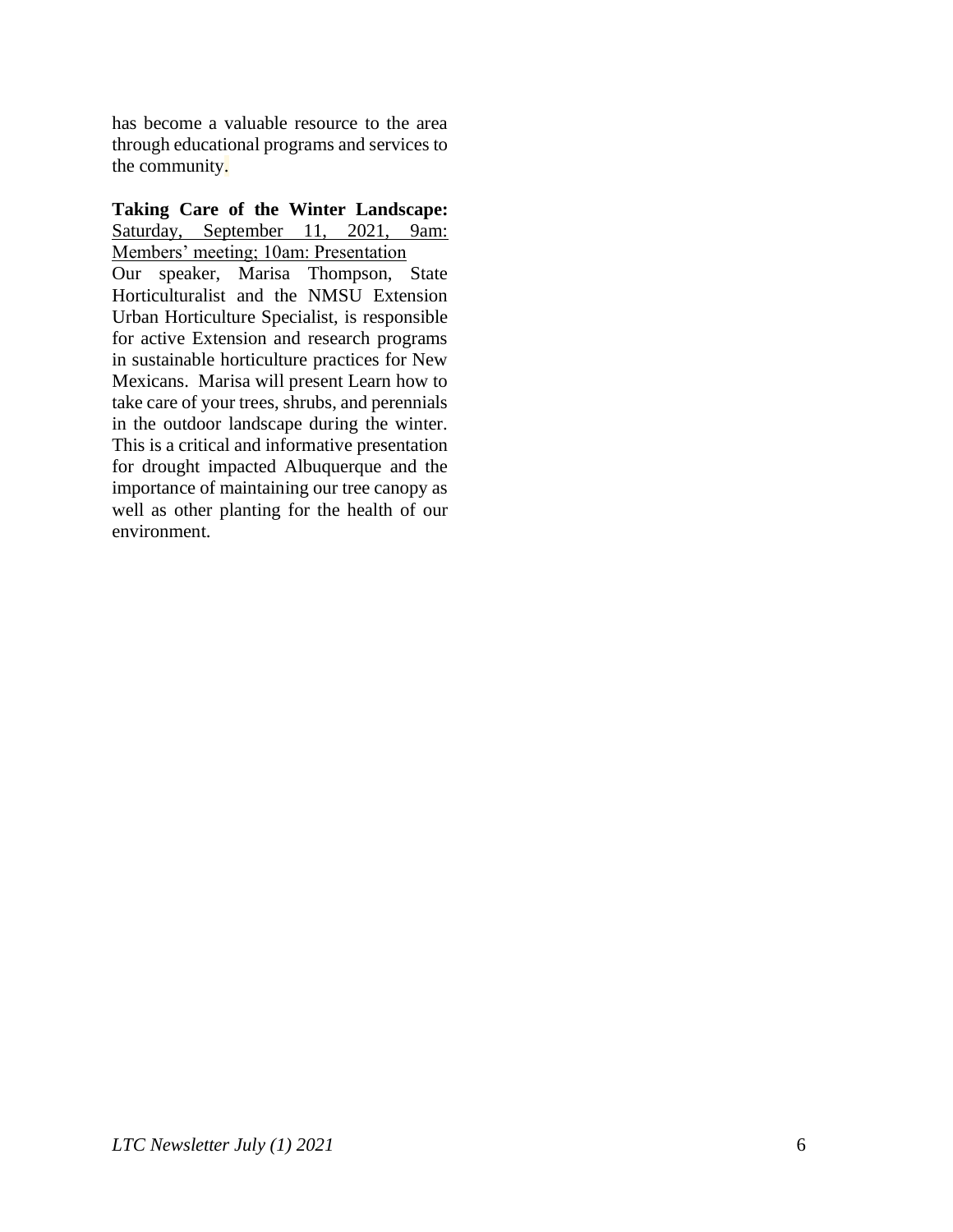has become a valuable resource to the area through educational programs and services to the community.

**Taking Care of the Winter Landscape:** Saturday, September 11, 2021, 9am: Members' meeting; 10am: Presentation

Our speaker, Marisa Thompson, State Horticulturalist and the NMSU Extension Urban Horticulture Specialist, is responsible for active Extension and research programs in sustainable horticulture practices for New Mexicans. Marisa will present Learn how to take care of your trees, shrubs, and perennials in the outdoor landscape during the winter. This is a critical and informative presentation for drought impacted Albuquerque and the importance of maintaining our tree canopy as well as other planting for the health of our environment.